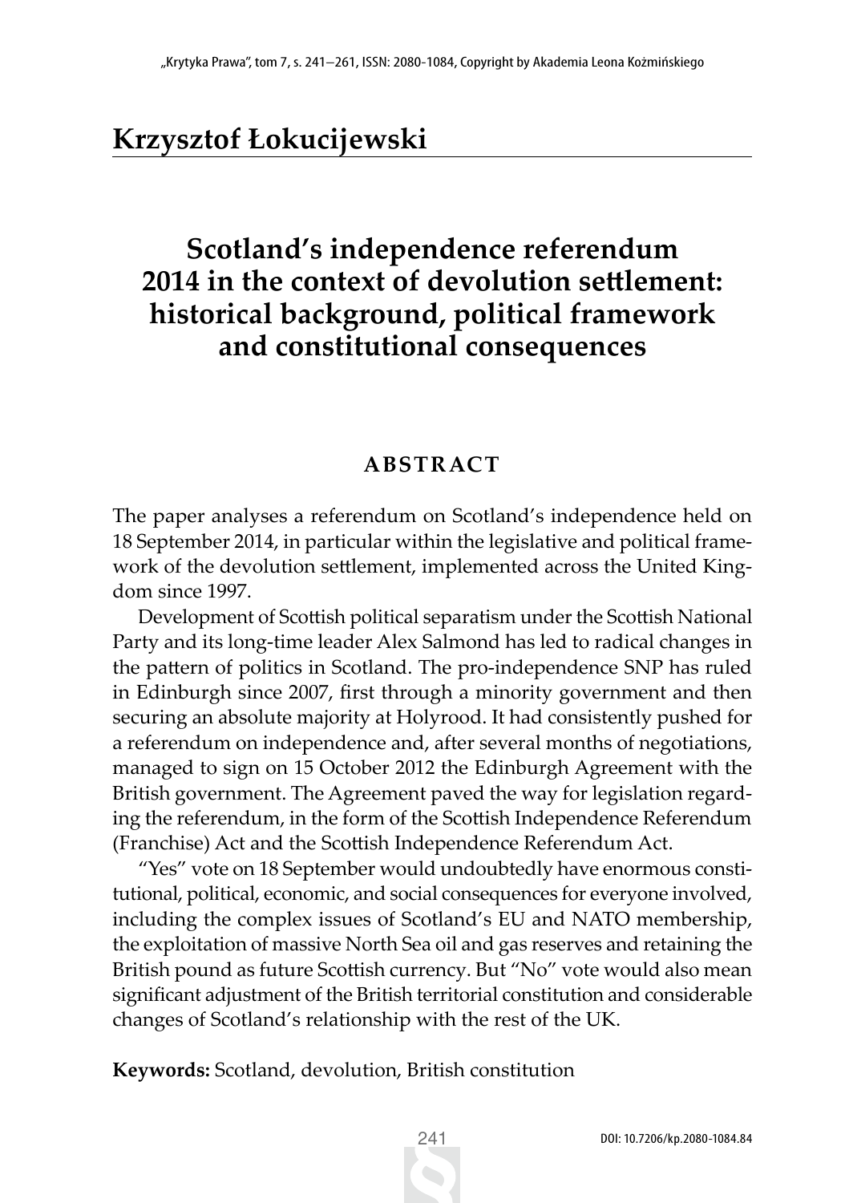## Krzysztof Łokucijewski

# Scotland's independence referendum 2014 in the context of devolution settlement: historical background, political framework and constitutional consequences

### ABSTRACT

The paper analyses a referendum on Scotland's independence held on 18 September 2014, in particular within the legislative and political framework of the devolution settlement, implemented across the United Kingdom since 1997.

Development of Scottish political separatism under the Scottish National Party and its long-time leader Alex Salmond has led to radical changes in the pattern of politics in Scotland. The pro-independence SNP has ruled in Edinburgh since 2007, first through a minority government and then securing an absolute majority at Holyrood. It had consistently pushed for a referendum on independence and, after several months of negotiations, managed to sign on 15 October 2012 the Edinburgh Agreement with the British government. The Agreement paved the way for legislation regarding the referendum, in the form of the Scottish Independence Referendum (Franchise) Act and the Scottish Independence Referendum Act.

"Yes" vote on 18 September would undoubtedly have enormous constitutional, political, economic, and social consequences for everyone involved, including the complex issues of Scotland's EU and NATO membership, the exploitation of massive North Sea oil and gas reserves and retaining the British pound as future Scottish currency. But "No" vote would also mean significant adjustment of the British territorial constitution and considerable changes of Scotland's relationship with the rest of the UK.

**Keywords:** Scotland, devolution, British constitution

DOI: 10.7206/kp.2080-1084.84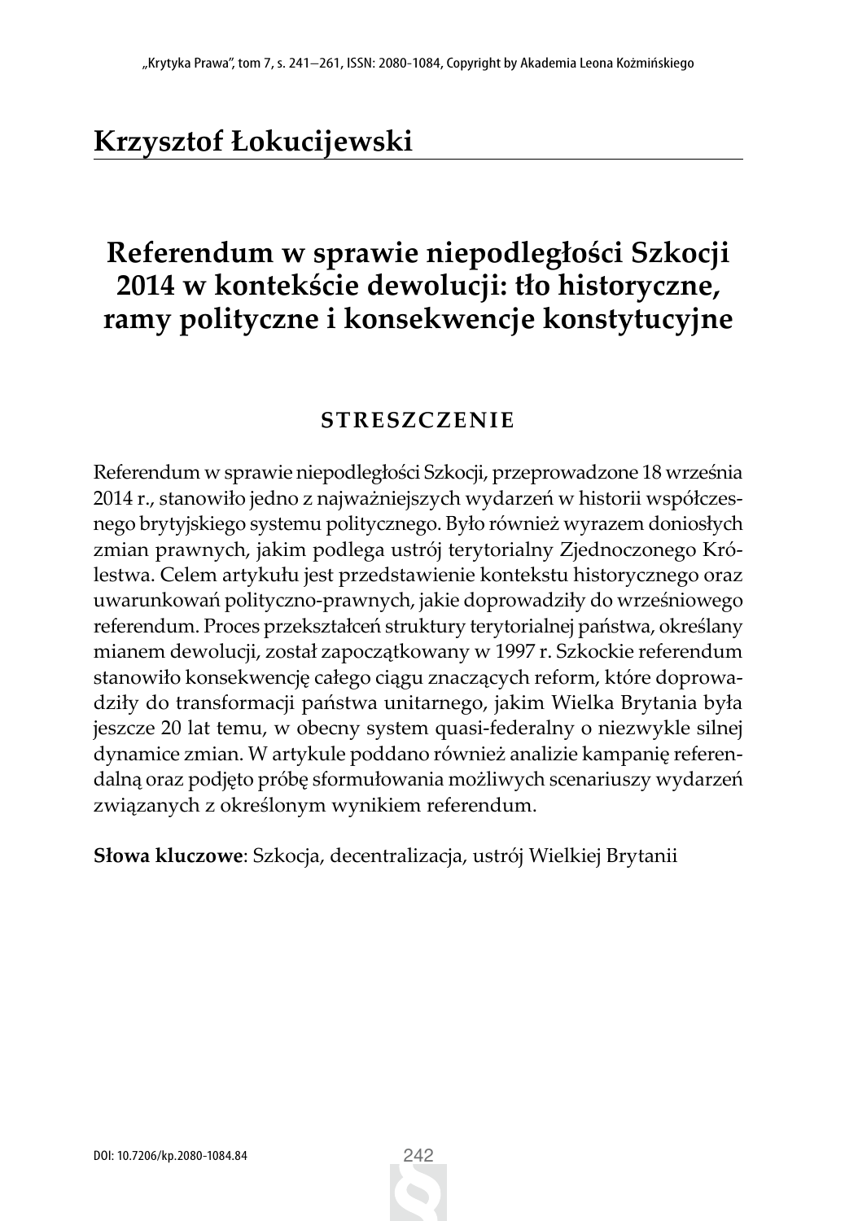## Krzysztof Łokucijewski

# Referendum w sprawie niepodległości Szkocji 2014 w kontekście dewolucji: tło historyczne, ramy polityczne i konsekwencje konstytucyjne

### STRESZCZENIE

Referendum w sprawie niepodległości Szkocji, przeprowadzone 18 września 2014 r., stanowiło jedno z najważniejszych wydarzeń w historii współczesnego brytyjskiego systemu politycznego. Było również wyrazem doniosłych zmian prawnych, jakim podlega ustrój terytorialny Zjednoczonego Królestwa. Celem artykułu jest przedstawienie kontekstu historycznego oraz uwarunkowań polityczno-prawnych, jakie doprowadziły do wrześniowego referendum. Proces przekształceń struktury terytorialnej państwa, określany mianem dewolucji, został zapoczątkowany w 1997 r. Szkockie referendum stanowiło konsekwencję całego ciągu znaczących reform, które doprowadziły do transformacji państwa unitarnego, jakim Wielka Brytania była jeszcze 20 lat temu, w obecny system quasi-federalny o niezwykle silnej dynamice zmian. W artykule poddano również analizie kampanię referendalną oraz podjęto próbę sformułowania możliwych scenariuszy wydarzeń związanych z określonym wynikiem referendum.

**Słowa kluczowe**: Szkocja, decentralizacja, ustrój Wielkiej Brytanii

DOI: 10.7206/kp.2080-1084.84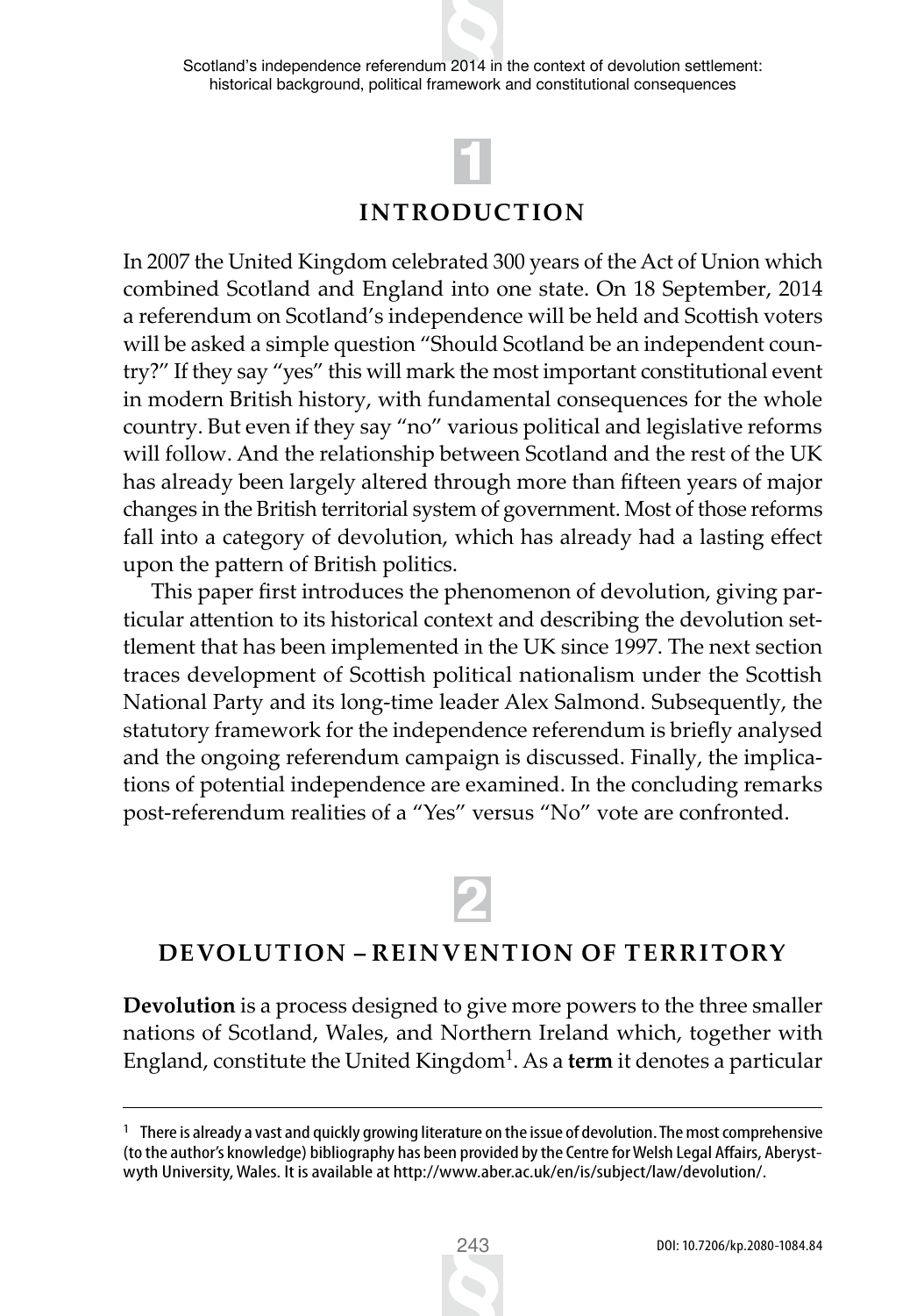# 1

## INTRODUCTION

In 2007 the United Kingdom celebrated 300 years of the Act of Union which combined Scotland and England into one state. On 18 September, 2014 a referendum on Scotland's independence will be held and Scottish voters will be asked a simple question "Should Scotland be an independent country?" If they say "yes" this will mark the most important constitutional event in modern British history, with fundamental consequences for the whole country. But even if they say "no" various political and legislative reforms will follow. And the relationship between Scotland and the rest of the UK has already been largely altered through more than fifteen years of major changes in the British territorial system of government. Most of those reforms fall into a category of devolution, which has already had a lasting effect upon the pattern of British politics.

This paper first introduces the phenomenon of devolution, giving particular attention to its historical context and describing the devolution settlement that has been implemented in the UK since 1997. The next section traces development of Scottish political nationalism under the Scottish National Party and its long-time leader Alex Salmond. Subsequently, the statutory framework for the independence referendum is briefly analysed and the ongoing referendum campaign is discussed. Finally, the implications of potential independence are examined. In the concluding remarks post-referendum realities of a "Yes" versus "No" vote are confronted.

# 2

## DEVOLUTION – REINVENTION OF TERRITORY

**Devolution** is a process designed to give more powers to the three smaller nations of Scotland, Wales, and Northern Ireland which, together with England, constitute the United Kingdom[1]. As a **term** it denotes a particular

---

[1] There is already a vast and quickly growing literature on the issue of devolution. The most comprehensive (to the author's knowledge) bibliography has been provided by the Centre for Welsh Legal Affairs, Aberystwyth University, Wales. It is available at http://www.aber.ac.uk/en/is/subject/law/devolution/.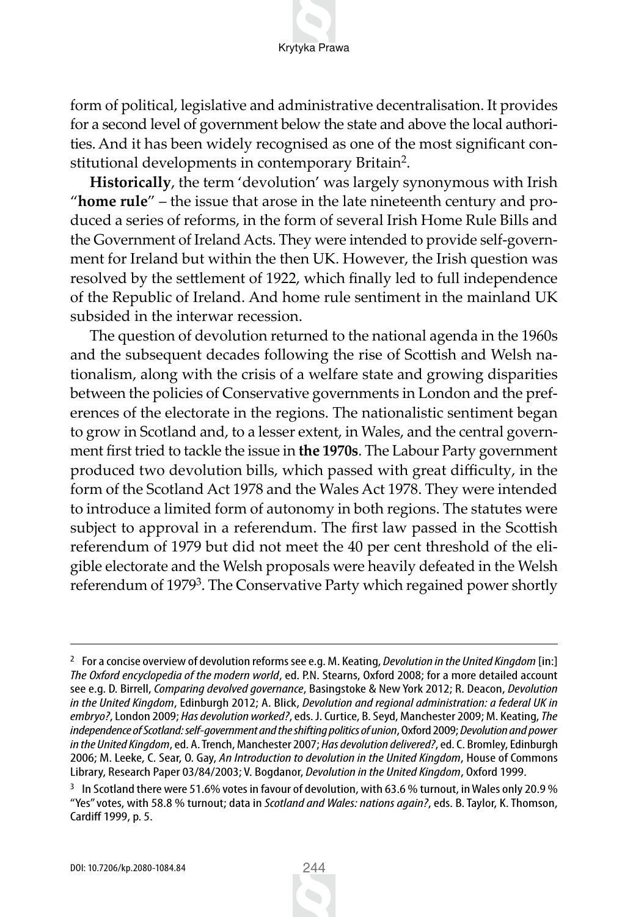form of political, legislative and administrative decentralisation. It provides for a second level of government below the state and above the local authorities. And it has been widely recognised as one of the most significant constitutional developments in contemporary Britain[2].

**Historically**, the term 'devolution' was largely synonymous with Irish "**home rule**" – the issue that arose in the late nineteenth century and produced a series of reforms, in the form of several Irish Home Rule Bills and the Government of Ireland Acts. They were intended to provide self-government for Ireland but within the then UK. However, the Irish question was resolved by the settlement of 1922, which finally led to full independence of the Republic of Ireland. And home rule sentiment in the mainland UK subsided in the interwar recession.

The question of devolution returned to the national agenda in the 1960s and the subsequent decades following the rise of Scottish and Welsh nationalism, along with the crisis of a welfare state and growing disparities between the policies of Conservative governments in London and the preferences of the electorate in the regions. The nationalistic sentiment began to grow in Scotland and, to a lesser extent, in Wales, and the central government first tried to tackle the issue in **the 1970s**. The Labour Party government produced two devolution bills, which passed with great difficulty, in the form of the Scotland Act 1978 and the Wales Act 1978. They were intended to introduce a limited form of autonomy in both regions. The statutes were subject to approval in a referendum. The first law passed in the Scottish referendum of 1979 but did not meet the 40 per cent threshold of the eligible electorate and the Welsh proposals were heavily defeated in the Welsh referendum of 1979[3]. The Conservative Party which regained power shortly

---

[2] For a concise overview of devolution reforms see e.g. M. Keating, *Devolution in the United Kingdom* [in:] *The Oxford encyclopedia of the modern world*, ed. P.N. Stearns, Oxford 2008; for a more detailed account see e.g. D. Birrell, *Comparing devolved governance*, Basingstoke & New York 2012; R. Deacon, *Devolution in the United Kingdom*, Edinburgh 2012; A. Blick, *Devolution and regional administration: a federal UK in embryo?*, London 2009; *Has devolution worked?*, eds. J. Curtice, B. Seyd, Manchester 2009; M. Keating, *The independence of Scotland: self-government and the shifting politics of union*, Oxford 2009; *Devolution and power in the United Kingdom*, ed. A. Trench, Manchester 2007; *Has devolution delivered?*, ed. C. Bromley, Edinburgh 2006; M. Leeke, C. Sear, O. Gay, *An Introduction to devolution in the United Kingdom*, House of Commons Library, Research Paper 03/84/2003; V. Bogdanor, *Devolution in the United Kingdom*, Oxford 1999.

[3] In Scotland there were 51.6% votes in favour of devolution, with 63.6 % turnout, in Wales only 20.9 % "Yes" votes, with 58.8 % turnout; data in *Scotland and Wales: nations again?*, eds. B. Taylor, K. Thomson, Cardiff 1999, p. 5.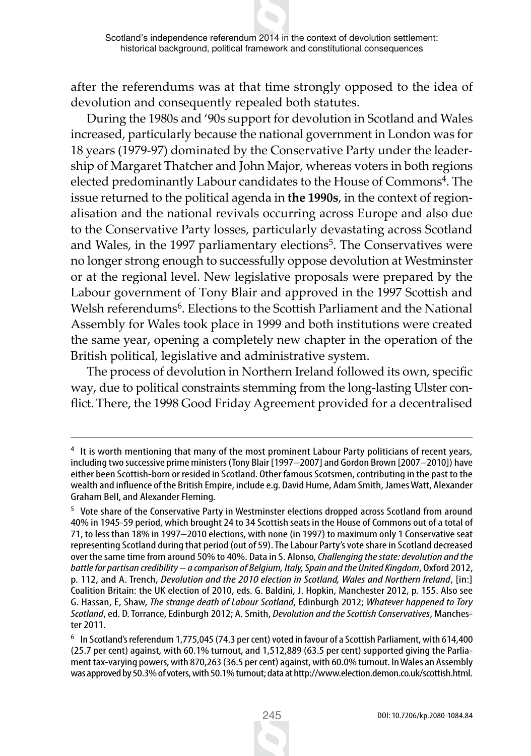after the referendums was at that time strongly opposed to the idea of devolution and consequently repealed both statutes.

During the 1980s and '90s support for devolution in Scotland and Wales increased, particularly because the national government in London was for 18 years (1979-97) dominated by the Conservative Party under the leadership of Margaret Thatcher and John Major, whereas voters in both regions elected predominantly Labour candidates to the House of Commons[4]. The issue returned to the political agenda in **the 1990s**, in the context of regionalisation and the national revivals occurring across Europe and also due to the Conservative Party losses, particularly devastating across Scotland and Wales, in the 1997 parliamentary elections[5]. The Conservatives were no longer strong enough to successfully oppose devolution at Westminster or at the regional level. New legislative proposals were prepared by the Labour government of Tony Blair and approved in the 1997 Scottish and Welsh referendums[6]. Elections to the Scottish Parliament and the National Assembly for Wales took place in 1999 and both institutions were created the same year, opening a completely new chapter in the operation of the British political, legislative and administrative system.

The process of devolution in Northern Ireland followed its own, specific way, due to political constraints stemming from the long-lasting Ulster conflict. There, the 1998 Good Friday Agreement provided for a decentralised

---

[4] It is worth mentioning that many of the most prominent Labour Party politicians of recent years, including two successive prime ministers (Tony Blair [1997–2007] and Gordon Brown [2007–2010]) have either been Scottish-born or resided in Scotland. Other famous Scotsmen, contributing in the past to the wealth and influence of the British Empire, include e.g. David Hume, Adam Smith, James Watt, Alexander Graham Bell, and Alexander Fleming.

[5] Vote share of the Conservative Party in Westminster elections dropped across Scotland from around 40% in 1945-59 period, which brought 24 to 34 Scottish seats in the House of Commons out of a total of 71, to less than 18% in 1997–2010 elections, with none (in 1997) to maximum only 1 Conservative seat representing Scotland during that period (out of 59). The Labour Party's vote share in Scotland decreased over the same time from around 50% to 40%. Data in S. Alonso, *Challenging the state: devolution and the battle for partisan credibility – a comparison of Belgium, Italy, Spain and the United Kingdom*, Oxford 2012, p. 112, and A. Trench, *Devolution and the 2010 election in Scotland, Wales and Northern Ireland*, [in:] Coalition Britain: the UK election of 2010, eds. G. Baldini, J. Hopkin, Manchester 2012, p. 155. Also see G. Hassan, E, Shaw, *The strange death of Labour Scotland*, Edinburgh 2012; *Whatever happened to Tory Scotland*, ed. D. Torrance, Edinburgh 2012; A. Smith, *Devolution and the Scottish Conservatives*, Manchester 2011.

[6] In Scotland's referendum 1,775,045 (74.3 per cent) voted in favour of a Scottish Parliament, with 614,400 (25.7 per cent) against, with 60.1% turnout, and 1,512,889 (63.5 per cent) supported giving the Parliament tax-varying powers, with 870,263 (36.5 per cent) against, with 60.0% turnout. In Wales an Assembly was approved by 50.3% of voters, with 50.1% turnout; data at http://www.election.demon.co.uk/scottish.html.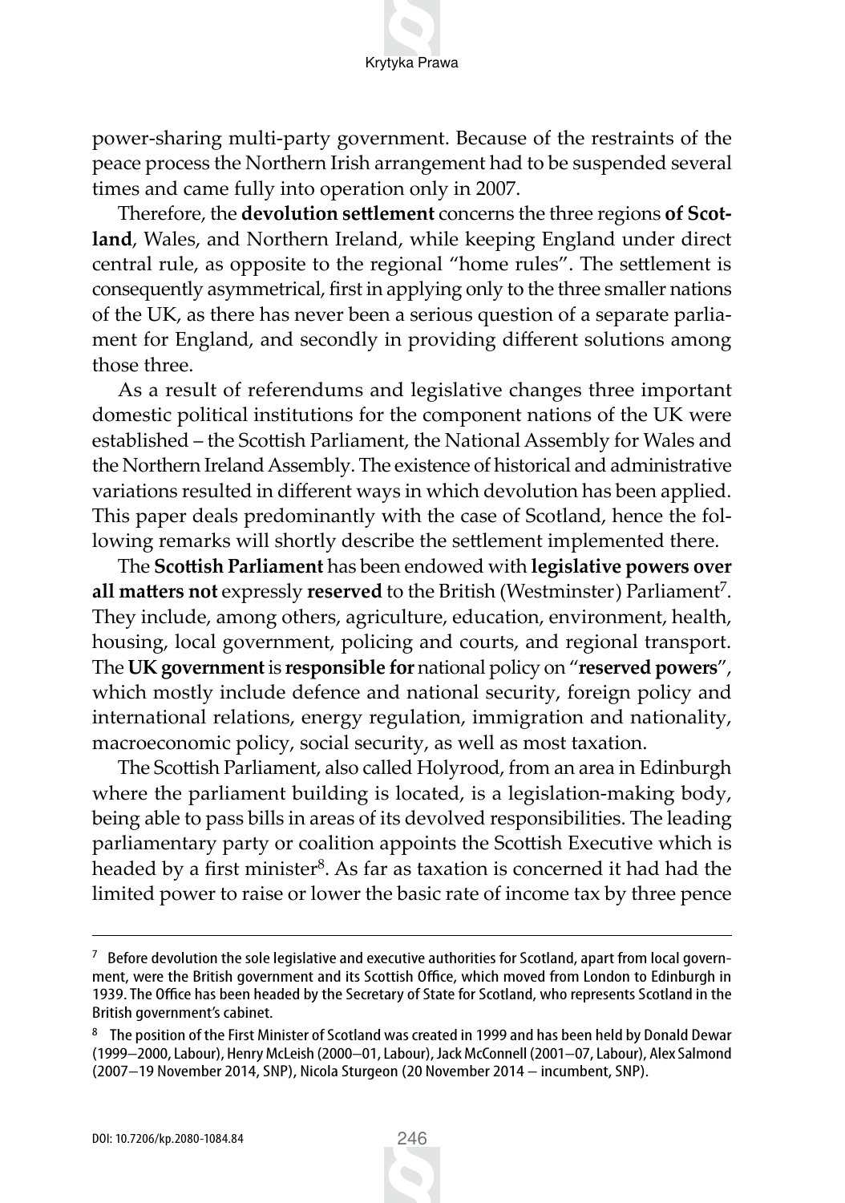power-sharing multi-party government. Because of the restraints of the peace process the Northern Irish arrangement had to be suspended several times and came fully into operation only in 2007.

Therefore, the **devolution settlement** concerns the three regions **of Scotland**, Wales, and Northern Ireland, while keeping England under direct central rule, as opposite to the regional "home rules". The settlement is consequently asymmetrical, first in applying only to the three smaller nations of the UK, as there has never been a serious question of a separate parliament for England, and secondly in providing different solutions among those three.

As a result of referendums and legislative changes three important domestic political institutions for the component nations of the UK were established – the Scottish Parliament, the National Assembly for Wales and the Northern Ireland Assembly. The existence of historical and administrative variations resulted in different ways in which devolution has been applied. This paper deals predominantly with the case of Scotland, hence the following remarks will shortly describe the settlement implemented there.

The **Scottish Parliament** has been endowed with **legislative powers over all matters not** expressly **reserved** to the British (Westminster) Parliament[7]. They include, among others, agriculture, education, environment, health, housing, local government, policing and courts, and regional transport. The **UK government** is **responsible for** national policy on "**reserved powers**", which mostly include defence and national security, foreign policy and international relations, energy regulation, immigration and nationality, macroeconomic policy, social security, as well as most taxation.

The Scottish Parliament, also called Holyrood, from an area in Edinburgh where the parliament building is located, is a legislation-making body, being able to pass bills in areas of its devolved responsibilities. The leading parliamentary party or coalition appoints the Scottish Executive which is headed by a first minister[8]. As far as taxation is concerned it had had the limited power to raise or lower the basic rate of income tax by three pence

---

[7] Before devolution the sole legislative and executive authorities for Scotland, apart from local government, were the British government and its Scottish Office, which moved from London to Edinburgh in 1939. The Office has been headed by the Secretary of State for Scotland, who represents Scotland in the British government's cabinet.

[8] The position of the First Minister of Scotland was created in 1999 and has been held by Donald Dewar (1999–2000, Labour), Henry McLeish (2000–01, Labour), Jack McConnell (2001–07, Labour), Alex Salmond (2007–19 November 2014, SNP), Nicola Sturgeon (20 November 2014 – incumbent, SNP).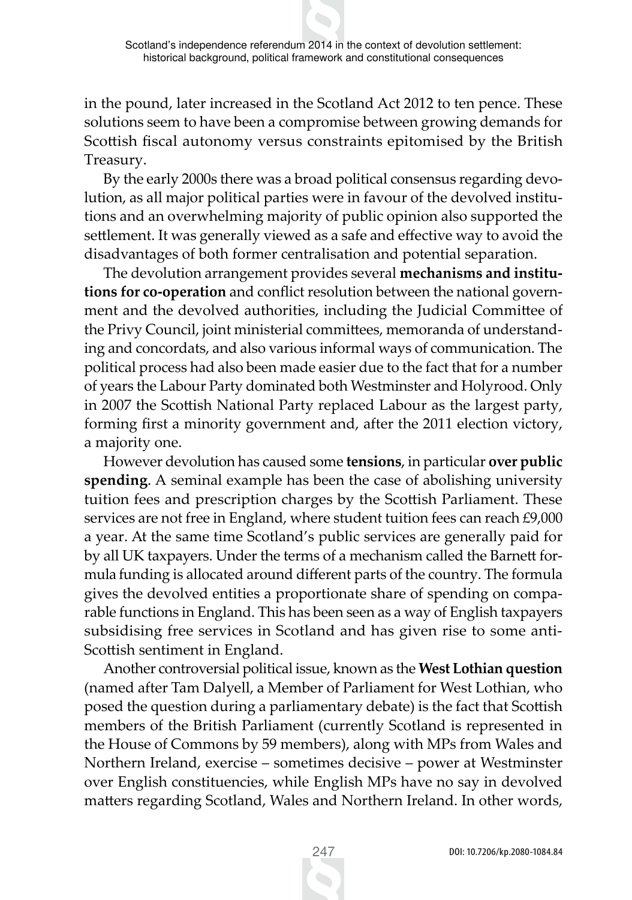in the pound, later increased in the Scotland Act 2012 to ten pence. These solutions seem to have been a compromise between growing demands for Scottish fiscal autonomy versus constraints epitomised by the British Treasury.

By the early 2000s there was a broad political consensus regarding devolution, as all major political parties were in favour of the devolved institutions and an overwhelming majority of public opinion also supported the settlement. It was generally viewed as a safe and effective way to avoid the disadvantages of both former centralisation and potential separation.

The devolution arrangement provides several **mechanisms and institutions for co-operation** and conflict resolution between the national government and the devolved authorities, including the Judicial Committee of the Privy Council, joint ministerial committees, memoranda of understanding and concordats, and also various informal ways of communication. The political process had also been made easier due to the fact that for a number of years the Labour Party dominated both Westminster and Holyrood. Only in 2007 the Scottish National Party replaced Labour as the largest party, forming first a minority government and, after the 2011 election victory, a majority one.

However devolution has caused some **tensions**, in particular **over public spending**. A seminal example has been the case of abolishing university tuition fees and prescription charges by the Scottish Parliament. These services are not free in England, where student tuition fees can reach £9,000 a year. At the same time Scotland's public services are generally paid for by all UK taxpayers. Under the terms of a mechanism called the Barnett formula funding is allocated around different parts of the country. The formula gives the devolved entities a proportionate share of spending on comparable functions in England. This has been seen as a way of English taxpayers subsidising free services in Scotland and has given rise to some anti-Scottish sentiment in England.

Another controversial political issue, known as the **West Lothian question** (named after Tam Dalyell, a Member of Parliament for West Lothian, who posed the question during a parliamentary debate) is the fact that Scottish members of the British Parliament (currently Scotland is represented in the House of Commons by 59 members), along with MPs from Wales and Northern Ireland, exercise – sometimes decisive – power at Westminster over English constituencies, while English MPs have no say in devolved matters regarding Scotland, Wales and Northern Ireland. In other words,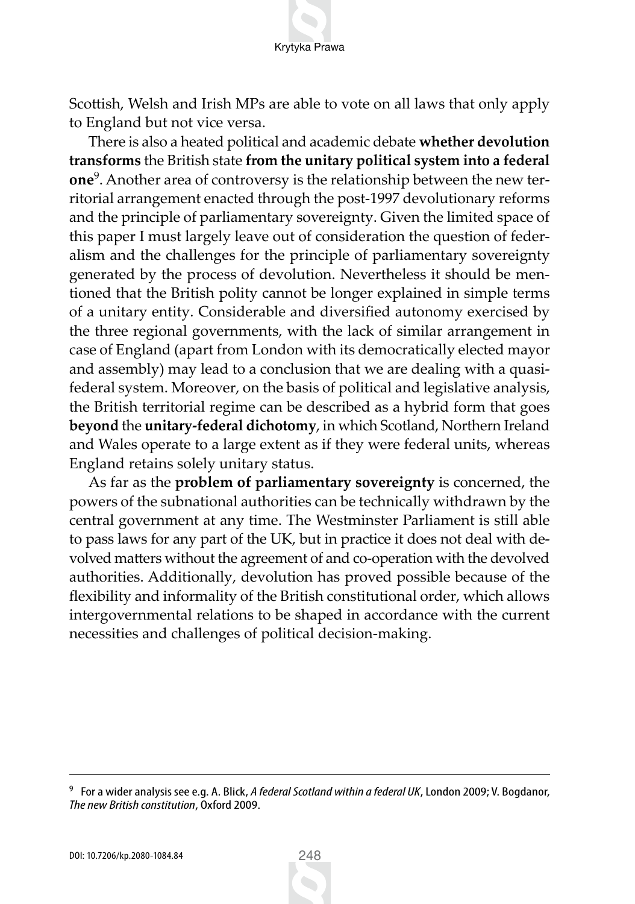Scottish, Welsh and Irish MPs are able to vote on all laws that only apply to England but not vice versa.

There is also a heated political and academic debate **whether devolution transforms** the British state **from the unitary political system into a federal one**[9]. Another area of controversy is the relationship between the new territorial arrangement enacted through the post-1997 devolutionary reforms and the principle of parliamentary sovereignty. Given the limited space of this paper I must largely leave out of consideration the question of federalism and the challenges for the principle of parliamentary sovereignty generated by the process of devolution. Nevertheless it should be mentioned that the British polity cannot be longer explained in simple terms of a unitary entity. Considerable and diversified autonomy exercised by the three regional governments, with the lack of similar arrangement in case of England (apart from London with its democratically elected mayor and assembly) may lead to a conclusion that we are dealing with a quasi-federal system. Moreover, on the basis of political and legislative analysis, the British territorial regime can be described as a hybrid form that goes **beyond** the **unitary-federal dichotomy**, in which Scotland, Northern Ireland and Wales operate to a large extent as if they were federal units, whereas England retains solely unitary status.

As far as the **problem of parliamentary sovereignty** is concerned, the powers of the subnational authorities can be technically withdrawn by the central government at any time. The Westminster Parliament is still able to pass laws for any part of the UK, but in practice it does not deal with devolved matters without the agreement of and co-operation with the devolved authorities. Additionally, devolution has proved possible because of the flexibility and informality of the British constitutional order, which allows intergovernmental relations to be shaped in accordance with the current necessities and challenges of political decision-making.

---

[9] For a wider analysis see e.g. A. Blick, *A federal Scotland within a federal UK*, London 2009; V. Bogdanor, *The new British constitution*, Oxford 2009.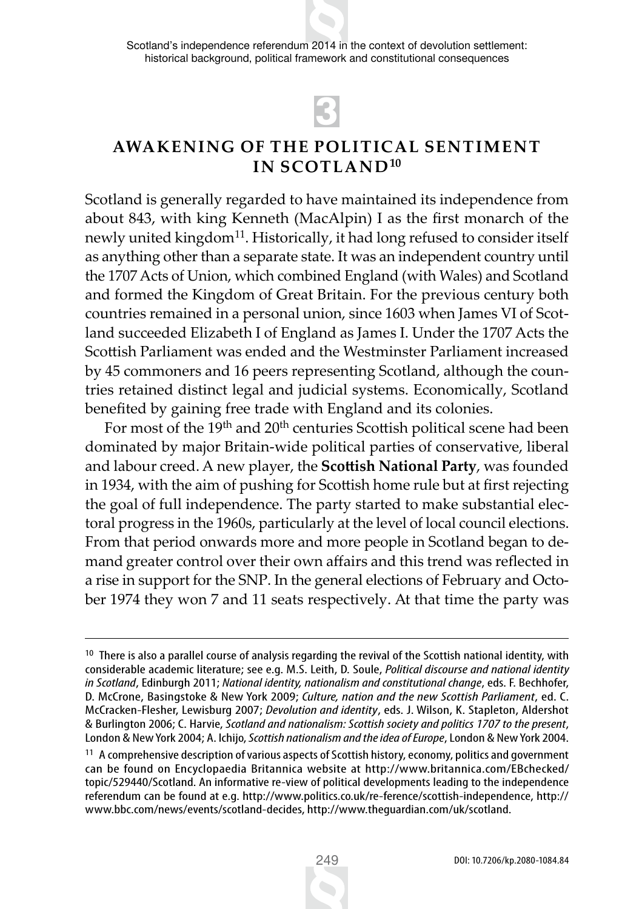## 3

## AWAKENING OF THE POLITICAL SENTIMENT IN SCOTLAND[10]

Scotland is generally regarded to have maintained its independence from about 843, with king Kenneth (MacAlpin) I as the first monarch of the newly united kingdom[11]. Historically, it had long refused to consider itself as anything other than a separate state. It was an independent country until the 1707 Acts of Union, which combined England (with Wales) and Scotland and formed the Kingdom of Great Britain. For the previous century both countries remained in a personal union, since 1603 when James VI of Scotland succeeded Elizabeth I of England as James I. Under the 1707 Acts the Scottish Parliament was ended and the Westminster Parliament increased by 45 commoners and 16 peers representing Scotland, although the countries retained distinct legal and judicial systems. Economically, Scotland benefited by gaining free trade with England and its colonies.

For most of the 19th and 20th centuries Scottish political scene had been dominated by major Britain-wide political parties of conservative, liberal and labour creed. A new player, the **Scottish National Party**, was founded in 1934, with the aim of pushing for Scottish home rule but at first rejecting the goal of full independence. The party started to make substantial electoral progress in the 1960s, particularly at the level of local council elections. From that period onwards more and more people in Scotland began to demand greater control over their own affairs and this trend was reflected in a rise in support for the SNP. In the general elections of February and October 1974 they won 7 and 11 seats respectively. At that time the party was

---

[10] There is also a parallel course of analysis regarding the revival of the Scottish national identity, with considerable academic literature; see e.g. M.S. Leith, D. Soule, *Political discourse and national identity in Scotland*, Edinburgh 2011; *National identity, nationalism and constitutional change*, eds. F. Bechhofer, D. McCrone, Basingstoke & New York 2009; *Culture, nation and the new Scottish Parliament*, ed. C. McCracken-Flesher, Lewisburg 2007; *Devolution and identity*, eds. J. Wilson, K. Stapleton, Aldershot & Burlington 2006; C. Harvie, *Scotland and nationalism: Scottish society and politics 1707 to the present*, London & New York 2004; A. Ichijo, *Scottish nationalism and the idea of Europe*, London & New York 2004.

[11] A comprehensive description of various aspects of Scottish history, economy, politics and government can be found on Encyclopaedia Britannica website at http://www.britannica.com/EBchecked/topic/529440/Scotland. An informative re-view of political developments leading to the independence referendum can be found at e.g. http://www.politics.co.uk/re-ference/scottish-independence, http://www.bbc.com/news/events/scotland-decides, http://www.theguardian.com/uk/scotland.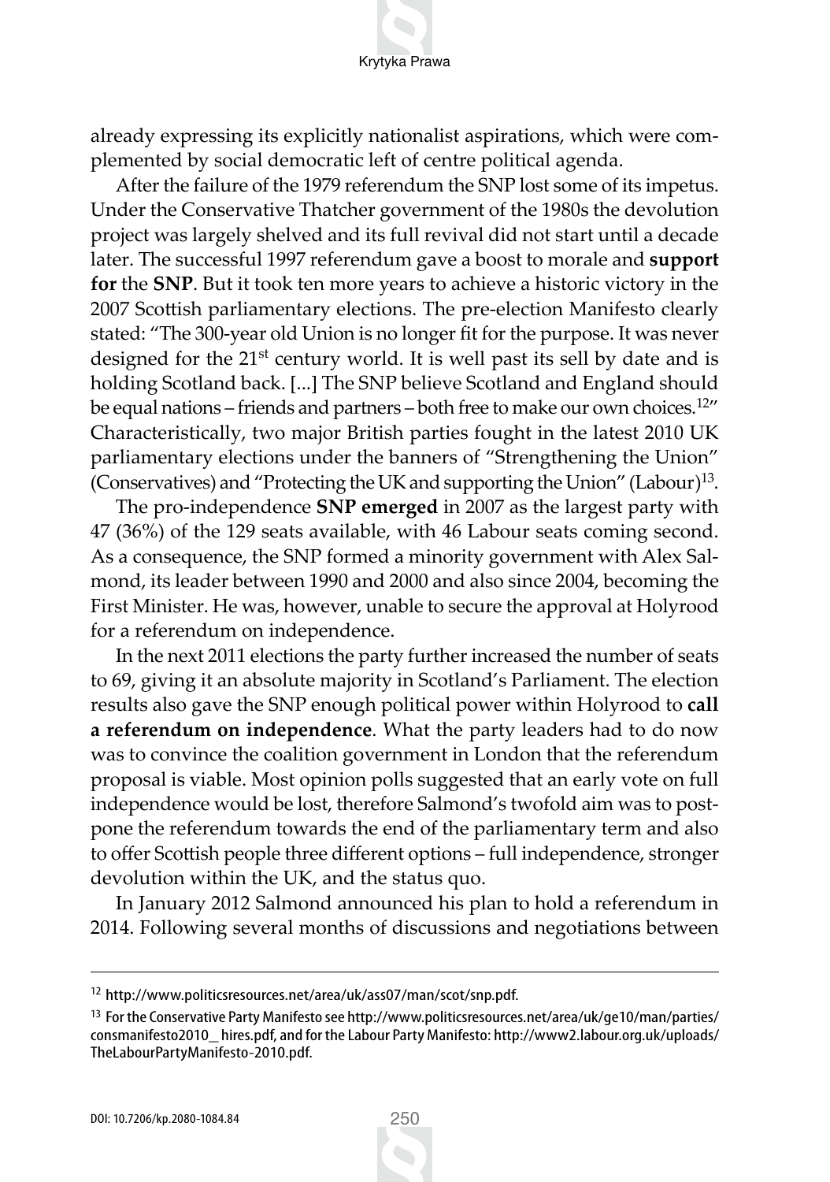already expressing its explicitly nationalist aspirations, which were complemented by social democratic left of centre political agenda.

After the failure of the 1979 referendum the SNP lost some of its impetus. Under the Conservative Thatcher government of the 1980s the devolution project was largely shelved and its full revival did not start until a decade later. The successful 1997 referendum gave a boost to morale and **support for** the **SNP**. But it took ten more years to achieve a historic victory in the 2007 Scottish parliamentary elections. The pre-election Manifesto clearly stated: "The 300-year old Union is no longer fit for the purpose. It was never designed for the 21st century world. It is well past its sell by date and is holding Scotland back. [...] The SNP believe Scotland and England should be equal nations – friends and partners – both free to make our own choices.[12]" Characteristically, two major British parties fought in the latest 2010 UK parliamentary elections under the banners of "Strengthening the Union" (Conservatives) and "Protecting the UK and supporting the Union" (Labour)[13].

The pro-independence **SNP emerged** in 2007 as the largest party with 47 (36%) of the 129 seats available, with 46 Labour seats coming second. As a consequence, the SNP formed a minority government with Alex Salmond, its leader between 1990 and 2000 and also since 2004, becoming the First Minister. He was, however, unable to secure the approval at Holyrood for a referendum on independence.

In the next 2011 elections the party further increased the number of seats to 69, giving it an absolute majority in Scotland's Parliament. The election results also gave the SNP enough political power within Holyrood to **call a referendum on independence**. What the party leaders had to do now was to convince the coalition government in London that the referendum proposal is viable. Most opinion polls suggested that an early vote on full independence would be lost, therefore Salmond's twofold aim was to postpone the referendum towards the end of the parliamentary term and also to offer Scottish people three different options – full independence, stronger devolution within the UK, and the status quo.

In January 2012 Salmond announced his plan to hold a referendum in 2014. Following several months of discussions and negotiations between

---

[12] http://www.politicsresources.net/area/uk/ass07/man/scot/snp.pdf.

[13] For the Conservative Party Manifesto see http://www.politicsresources.net/area/uk/ge10/man/parties/consmanifesto2010_ hires.pdf, and for the Labour Party Manifesto: http://www2.labour.org.uk/uploads/TheLabourPartyManifesto-2010.pdf.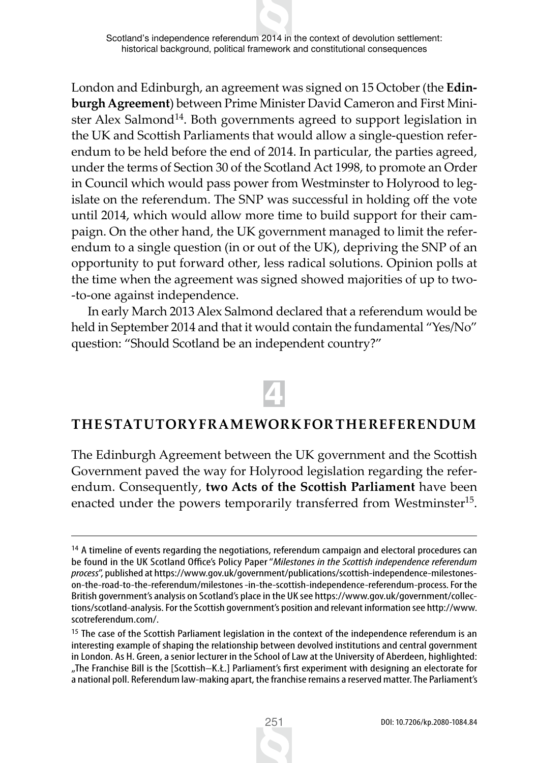London and Edinburgh, an agreement was signed on 15 October (the **Edinburgh Agreement**) between Prime Minister David Cameron and First Minister Alex Salmond[14]. Both governments agreed to support legislation in the UK and Scottish Parliaments that would allow a single-question referendum to be held before the end of 2014. In particular, the parties agreed, under the terms of Section 30 of the Scotland Act 1998, to promote an Order in Council which would pass power from Westminster to Holyrood to legislate on the referendum. The SNP was successful in holding off the vote until 2014, which would allow more time to build support for their campaign. On the other hand, the UK government managed to limit the referendum to a single question (in or out of the UK), depriving the SNP of an opportunity to put forward other, less radical solutions. Opinion polls at the time when the agreement was signed showed majorities of up to two--to-one against independence.

In early March 2013 Alex Salmond declared that a referendum would be held in September 2014 and that it would contain the fundamental "Yes/No" question: "Should Scotland be an independent country?"

## 4

## THE STATUTORY FRAMEWORK FOR THE REFERENDUM

The Edinburgh Agreement between the UK government and the Scottish Government paved the way for Holyrood legislation regarding the referendum. Consequently, **two Acts of the Scottish Parliament** have been enacted under the powers temporarily transferred from Westminster[15].

---

[14] A timeline of events regarding the negotiations, referendum campaign and electoral procedures can be found in the UK Scotland Office's Policy Paper "*Milestones in the Scottish independence referendum process*", published at https://www.gov.uk/government/publications/scottish-independence-milestones-on-the-road-to-the-referendum/milestones-in-the-scottish-independence-referendum-process. For the British government's analysis on Scotland's place in the UK see https://www.gov.uk/government/collections/scotland-analysis. For the Scottish government's position and relevant information see http://www.scotreferendum.com/.

[15] The case of the Scottish Parliament legislation in the context of the independence referendum is an interesting example of shaping the relationship between devolved institutions and central government in London. As H. Green, a senior lecturer in the School of Law at the University of Aberdeen, highlighted: „The Franchise Bill is the [Scottish–K.Ł.] Parliament's first experiment with designing an electorate for a national poll. Referendum law-making apart, the franchise remains a reserved matter. The Parliament's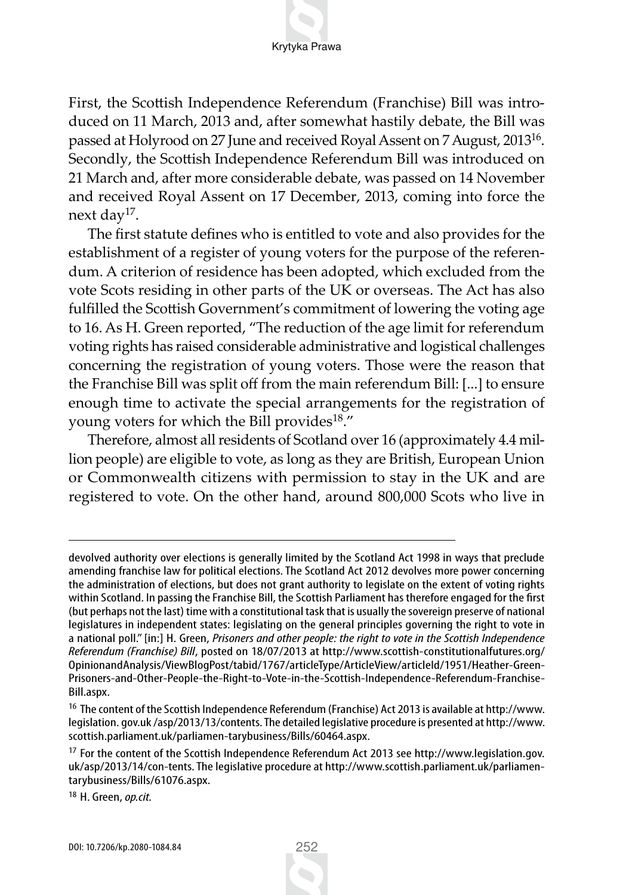First, the Scottish Independence Referendum (Franchise) Bill was introduced on 11 March, 2013 and, after somewhat hastily debate, the Bill was passed at Holyrood on 27 June and received Royal Assent on 7 August, 2013[16]. Secondly, the Scottish Independence Referendum Bill was introduced on 21 March and, after more considerable debate, was passed on 14 November and received Royal Assent on 17 December, 2013, coming into force the next day[17].

The first statute defines who is entitled to vote and also provides for the establishment of a register of young voters for the purpose of the referendum. A criterion of residence has been adopted, which excluded from the vote Scots residing in other parts of the UK or overseas. The Act has also fulfilled the Scottish Government's commitment of lowering the voting age to 16. As H. Green reported, "The reduction of the age limit for referendum voting rights has raised considerable administrative and logistical challenges concerning the registration of young voters. Those were the reason that the Franchise Bill was split off from the main referendum Bill: [...] to ensure enough time to activate the special arrangements for the registration of young voters for which the Bill provides[18]."

Therefore, almost all residents of Scotland over 16 (approximately 4.4 million people) are eligible to vote, as long as they are British, European Union or Commonwealth citizens with permission to stay in the UK and are registered to vote. On the other hand, around 800,000 Scots who live in

---

devolved authority over elections is generally limited by the Scotland Act 1998 in ways that preclude amending franchise law for political elections. The Scotland Act 2012 devolves more power concerning the administration of elections, but does not grant authority to legislate on the extent of voting rights within Scotland. In passing the Franchise Bill, the Scottish Parliament has therefore engaged for the first (but perhaps not the last) time with a constitutional task that is usually the sovereign preserve of national legislatures in independent states: legislating on the general principles governing the right to vote in a national poll." [in:] H. Green, *Prisoners and other people: the right to vote in the Scottish Independence Referendum (Franchise) Bill*, posted on 18/07/2013 at http://www.scottish-constitutionalfutures.org/OpinionandAnalysis/ViewBlogPost/tabid/1767/articleType/ArticleView/articleId/1951/Heather-Green-Prisoners-and-Other-People-the-Right-to-Vote-in-the-Scottish-Independence-Referendum-Franchise-Bill.aspx.

[16] The content of the Scottish Independence Referendum (Franchise) Act 2013 is available at http://www.legislation. gov.uk /asp/2013/13/contents. The detailed legislative procedure is presented at http://www.scottish.parliament.uk/parliamen-tarybusiness/Bills/60464.aspx.

[17] For the content of the Scottish Independence Referendum Act 2013 see http://www.legislation.gov.uk/asp/2013/14/con-tents. The legislative procedure at http://www.scottish.parliament.uk/parliamentarybusiness/Bills/61076.aspx.

[18] H. Green, *op.cit.*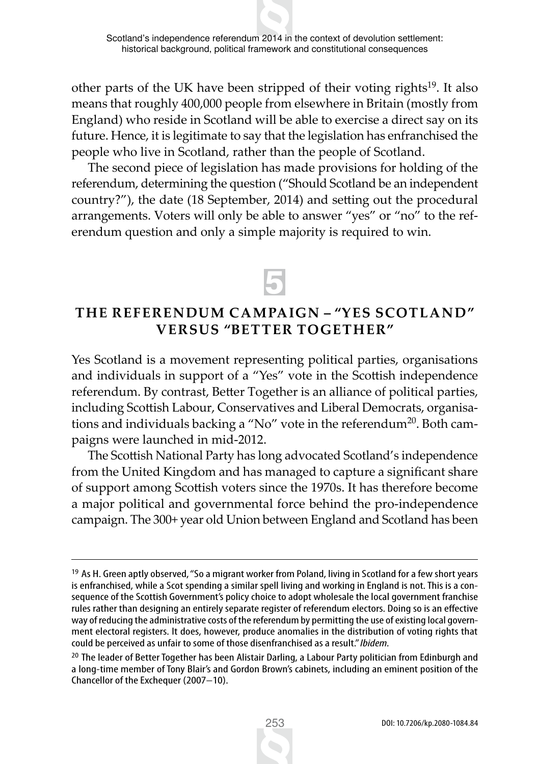other parts of the UK have been stripped of their voting rights[19]. It also means that roughly 400,000 people from elsewhere in Britain (mostly from England) who reside in Scotland will be able to exercise a direct say on its future. Hence, it is legitimate to say that the legislation has enfranchised the people who live in Scotland, rather than the people of Scotland.

The second piece of legislation has made provisions for holding of the referendum, determining the question ("Should Scotland be an independent country?"), the date (18 September, 2014) and setting out the procedural arrangements. Voters will only be able to answer "yes" or "no" to the referendum question and only a simple majority is required to win.

## 5

## THE REFERENDUM CAMPAIGN – "YES SCOTLAND" VERSUS "BETTER TOGETHER"

Yes Scotland is a movement representing political parties, organisations and individuals in support of a "Yes" vote in the Scottish independence referendum. By contrast, Better Together is an alliance of political parties, including Scottish Labour, Conservatives and Liberal Democrats, organisations and individuals backing a "No" vote in the referendum[20]. Both campaigns were launched in mid-2012.

The Scottish National Party has long advocated Scotland's independence from the United Kingdom and has managed to capture a significant share of support among Scottish voters since the 1970s. It has therefore become a major political and governmental force behind the pro-independence campaign. The 300+ year old Union between England and Scotland has been

[19] As H. Green aptly observed, "So a migrant worker from Poland, living in Scotland for a few short years is enfranchised, while a Scot spending a similar spell living and working in England is not. This is a consequence of the Scottish Government's policy choice to adopt wholesale the local government franchise rules rather than designing an entirely separate register of referendum electors. Doing so is an effective way of reducing the administrative costs of the referendum by permitting the use of existing local government electoral registers. It does, however, produce anomalies in the distribution of voting rights that could be perceived as unfair to some of those disenfranchised as a result." *Ibidem*.

[20] The leader of Better Together has been Alistair Darling, a Labour Party politician from Edinburgh and a long-time member of Tony Blair's and Gordon Brown's cabinets, including an eminent position of the Chancellor of the Exchequer (2007–10).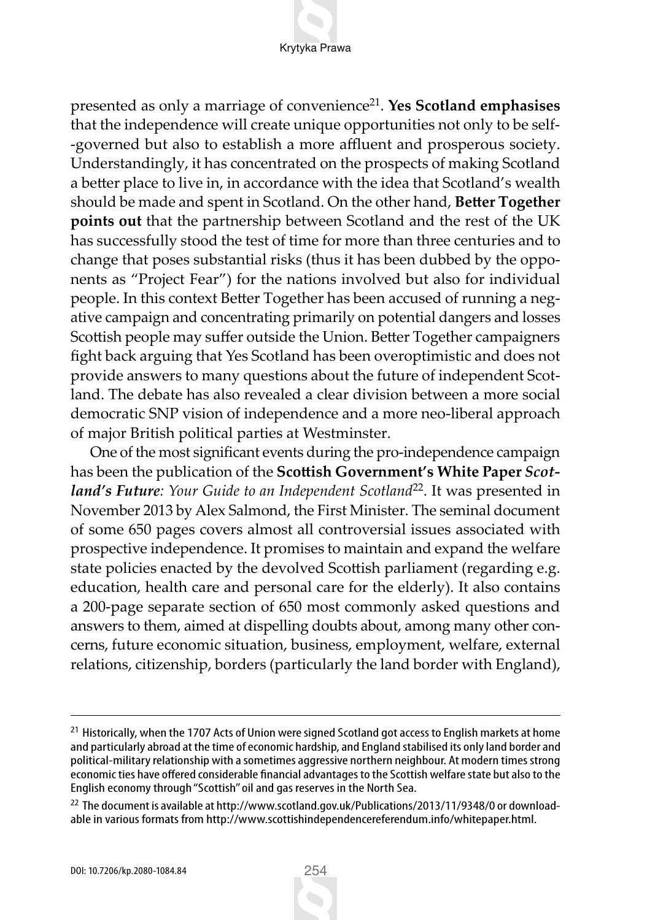presented as only a marriage of convenience[21]. **Yes Scotland emphasises** that the independence will create unique opportunities not only to be self-governed but also to establish a more affluent and prosperous society. Understandingly, it has concentrated on the prospects of making Scotland a better place to live in, in accordance with the idea that Scotland's wealth should be made and spent in Scotland. On the other hand, **Better Together points out** that the partnership between Scotland and the rest of the UK has successfully stood the test of time for more than three centuries and to change that poses substantial risks (thus it has been dubbed by the opponents as "Project Fear") for the nations involved but also for individual people. In this context Better Together has been accused of running a negative campaign and concentrating primarily on potential dangers and losses Scottish people may suffer outside the Union. Better Together campaigners fight back arguing that Yes Scotland has been overoptimistic and does not provide answers to many questions about the future of independent Scotland. The debate has also revealed a clear division between a more social democratic SNP vision of independence and a more neo-liberal approach of major British political parties at Westminster.

One of the most significant events during the pro-independence campaign has been the publication of the **Scottish Government's White Paper *Scotland's Future*:** *Your Guide to an Independent Scotland*[22]. It was presented in November 2013 by Alex Salmond, the First Minister. The seminal document of some 650 pages covers almost all controversial issues associated with prospective independence. It promises to maintain and expand the welfare state policies enacted by the devolved Scottish parliament (regarding e.g. education, health care and personal care for the elderly). It also contains a 200-page separate section of 650 most commonly asked questions and answers to them, aimed at dispelling doubts about, among many other concerns, future economic situation, business, employment, welfare, external relations, citizenship, borders (particularly the land border with England),

---

[21] Historically, when the 1707 Acts of Union were signed Scotland got access to English markets at home and particularly abroad at the time of economic hardship, and England stabilised its only land border and political-military relationship with a sometimes aggressive northern neighbour. At modern times strong economic ties have offered considerable financial advantages to the Scottish welfare state but also to the English economy through "Scottish" oil and gas reserves in the North Sea.

[22] The document is available at http://www.scotland.gov.uk/Publications/2013/11/9348/0 or downloadable in various formats from http://www.scottishindependencereferendum.info/whitepaper.html.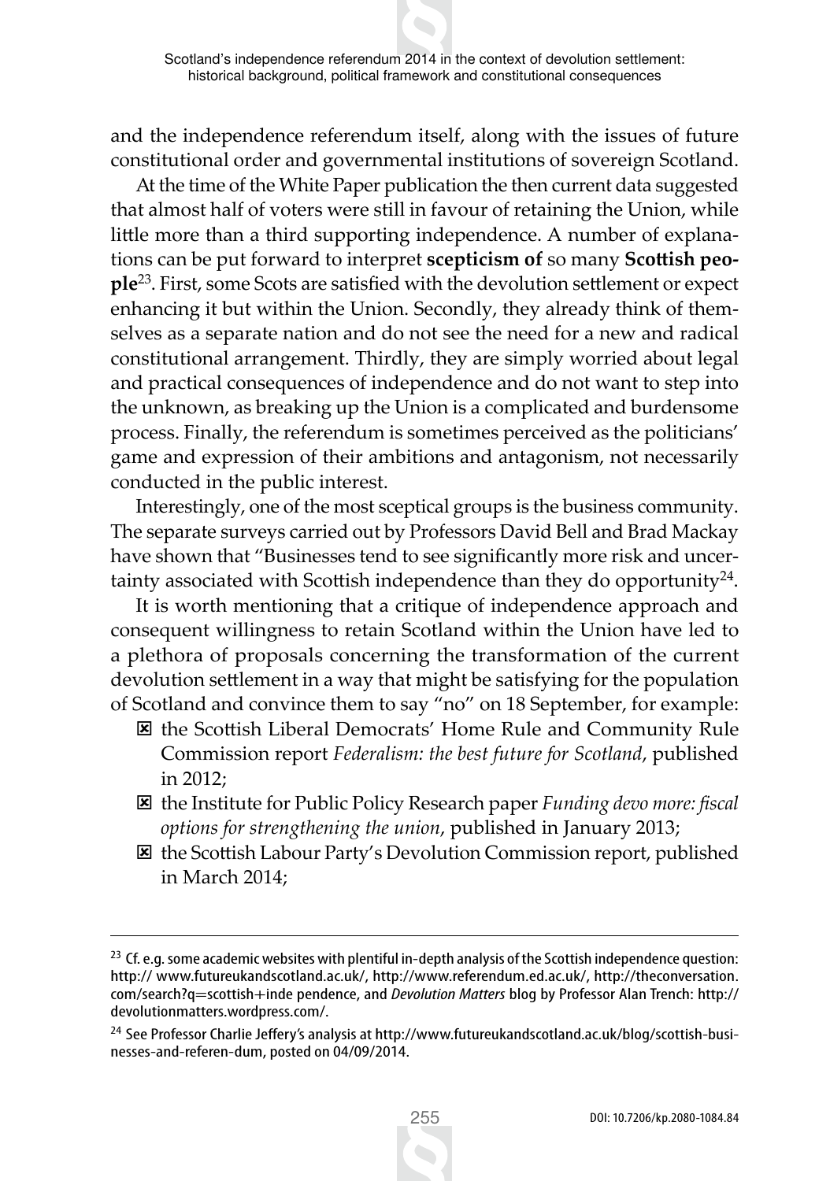and the independence referendum itself, along with the issues of future constitutional order and governmental institutions of sovereign Scotland.

At the time of the White Paper publication the then current data suggested that almost half of voters were still in favour of retaining the Union, while little more than a third supporting independence. A number of explanations can be put forward to interpret **scepticism of** so many **Scottish people**[23]. First, some Scots are satisfied with the devolution settlement or expect enhancing it but within the Union. Secondly, they already think of themselves as a separate nation and do not see the need for a new and radical constitutional arrangement. Thirdly, they are simply worried about legal and practical consequences of independence and do not want to step into the unknown, as breaking up the Union is a complicated and burdensome process. Finally, the referendum is sometimes perceived as the politicians' game and expression of their ambitions and antagonism, not necessarily conducted in the public interest.

Interestingly, one of the most sceptical groups is the business community. The separate surveys carried out by Professors David Bell and Brad Mackay have shown that "Businesses tend to see significantly more risk and uncertainty associated with Scottish independence than they do opportunity[24].

It is worth mentioning that a critique of independence approach and consequent willingness to retain Scotland within the Union have led to a plethora of proposals concerning the transformation of the current devolution settlement in a way that might be satisfying for the population of Scotland and convince them to say "no" on 18 September, for example:

- the Scottish Liberal Democrats' Home Rule and Community Rule Commission report *Federalism: the best future for Scotland*, published in 2012;
- the Institute for Public Policy Research paper *Funding devo more: fiscal options for strengthening the union*, published in January 2013;
- the Scottish Labour Party's Devolution Commission report, published in March 2014;

---

[23] Cf. e.g. some academic websites with plentiful in-depth analysis of the Scottish independence question: http:// www.futureukandscotland.ac.uk/, http://www.referendum.ed.ac.uk/, http://theconversation.com/search?q=scottish+inde pendence, and *Devolution Matters* blog by Professor Alan Trench: http://devolutionmatters.wordpress.com/.

[24] See Professor Charlie Jeffery's analysis at http://www.futureukandscotland.ac.uk/blog/scottish-businesses-and-referen-dum, posted on 04/09/2014.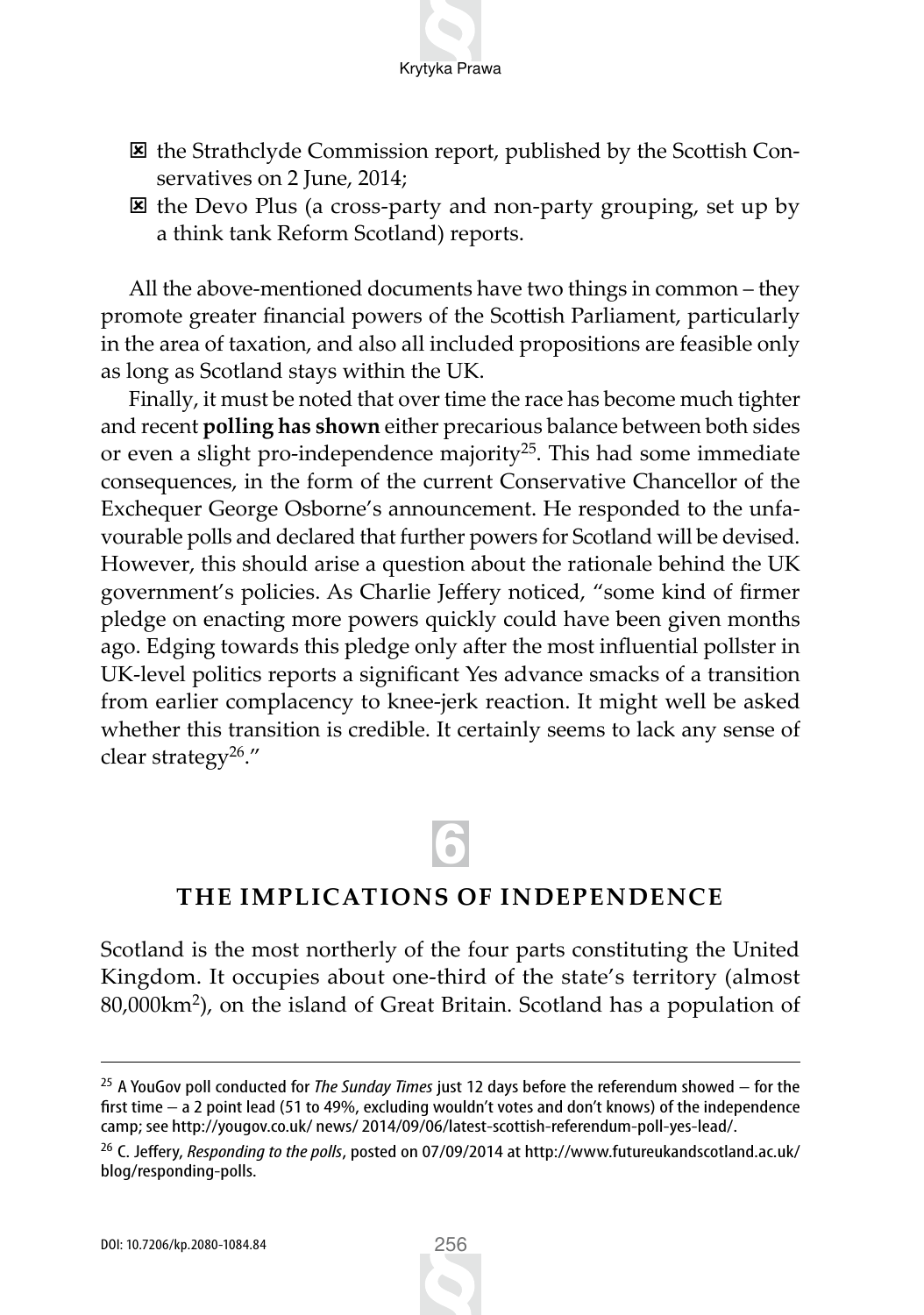- the Strathclyde Commission report, published by the Scottish Conservatives on 2 June, 2014;
- the Devo Plus (a cross-party and non-party grouping, set up by a think tank Reform Scotland) reports.

All the above-mentioned documents have two things in common – they promote greater financial powers of the Scottish Parliament, particularly in the area of taxation, and also all included propositions are feasible only as long as Scotland stays within the UK.

Finally, it must be noted that over time the race has become much tighter and recent **polling has shown** either precarious balance between both sides or even a slight pro-independence majority[25]. This had some immediate consequences, in the form of the current Conservative Chancellor of the Exchequer George Osborne's announcement. He responded to the unfavourable polls and declared that further powers for Scotland will be devised. However, this should arise a question about the rationale behind the UK government's policies. As Charlie Jeffery noticed, "some kind of firmer pledge on enacting more powers quickly could have been given months ago. Edging towards this pledge only after the most influential pollster in UK-level politics reports a significant Yes advance smacks of a transition from earlier complacency to knee-jerk reaction. It might well be asked whether this transition is credible. It certainly seems to lack any sense of clear strategy[26]."

## 6 THE IMPLICATIONS OF INDEPENDENCE

Scotland is the most northerly of the four parts constituting the United Kingdom. It occupies about one-third of the state's territory (almost 80,000km$^2$), on the island of Great Britain. Scotland has a population of

---

[25] A YouGov poll conducted for *The Sunday Times* just 12 days before the referendum showed – for the first time – a 2 point lead (51 to 49%, excluding wouldn't votes and don't knows) of the independence camp; see http://yougov.co.uk/ news/ 2014/09/06/latest-scottish-referendum-poll-yes-lead/.

[26] C. Jeffery, *Responding to the polls*, posted on 07/09/2014 at http://www.futureukandscotland.ac.uk/blog/responding-polls.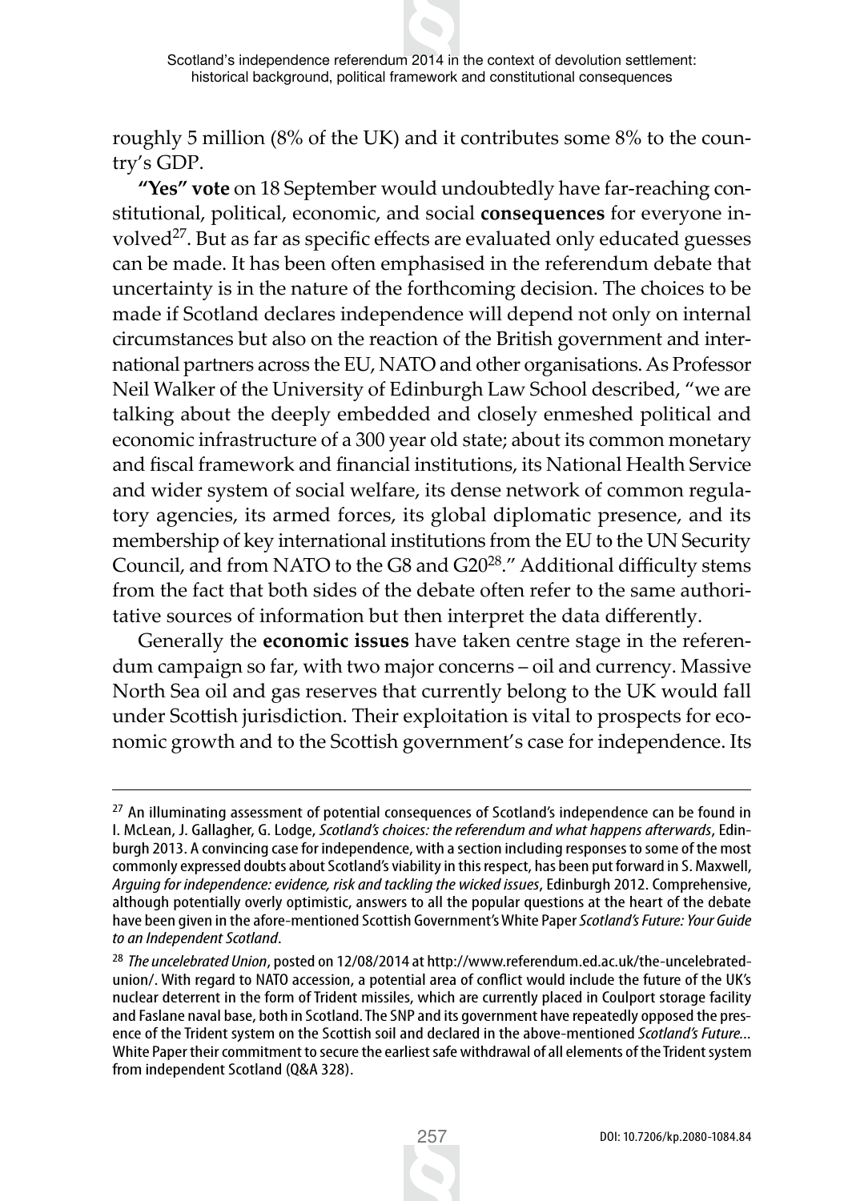roughly 5 million (8% of the UK) and it contributes some 8% to the country's GDP.

**"Yes" vote** on 18 September would undoubtedly have far-reaching constitutional, political, economic, and social **consequences** for everyone involved[27]. But as far as specific effects are evaluated only educated guesses can be made. It has been often emphasised in the referendum debate that uncertainty is in the nature of the forthcoming decision. The choices to be made if Scotland declares independence will depend not only on internal circumstances but also on the reaction of the British government and international partners across the EU, NATO and other organisations. As Professor Neil Walker of the University of Edinburgh Law School described, "we are talking about the deeply embedded and closely enmeshed political and economic infrastructure of a 300 year old state; about its common monetary and fiscal framework and financial institutions, its National Health Service and wider system of social welfare, its dense network of common regulatory agencies, its armed forces, its global diplomatic presence, and its membership of key international institutions from the EU to the UN Security Council, and from NATO to the G8 and G20[28]." Additional difficulty stems from the fact that both sides of the debate often refer to the same authoritative sources of information but then interpret the data differently.

Generally the **economic issues** have taken centre stage in the referendum campaign so far, with two major concerns – oil and currency. Massive North Sea oil and gas reserves that currently belong to the UK would fall under Scottish jurisdiction. Their exploitation is vital to prospects for economic growth and to the Scottish government's case for independence. Its

---

[27] An illuminating assessment of potential consequences of Scotland's independence can be found in I. McLean, J. Gallagher, G. Lodge, *Scotland's choices: the referendum and what happens afterwards*, Edinburgh 2013. A convincing case for independence, with a section including responses to some of the most commonly expressed doubts about Scotland's viability in this respect, has been put forward in S. Maxwell, *Arguing for independence: evidence, risk and tackling the wicked issues*, Edinburgh 2012. Comprehensive, although potentially overly optimistic, answers to all the popular questions at the heart of the debate have been given in the afore-mentioned Scottish Government's White Paper *Scotland's Future: Your Guide to an Independent Scotland*.

[28] *The uncelebrated Union*, posted on 12/08/2014 at http://www.referendum.ed.ac.uk/the-uncelebrated-union/. With regard to NATO accession, a potential area of conflict would include the future of the UK's nuclear deterrent in the form of Trident missiles, which are currently placed in Coulport storage facility and Faslane naval base, both in Scotland. The SNP and its government have repeatedly opposed the presence of the Trident system on the Scottish soil and declared in the above-mentioned *Scotland's Future...* White Paper their commitment to secure the earliest safe withdrawal of all elements of the Trident system from independent Scotland (Q&A 328).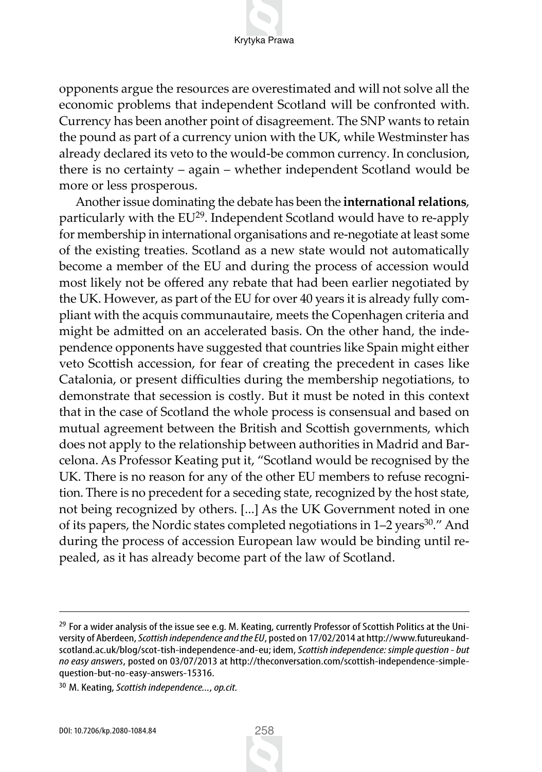opponents argue the resources are overestimated and will not solve all the economic problems that independent Scotland will be confronted with. Currency has been another point of disagreement. The SNP wants to retain the pound as part of a currency union with the UK, while Westminster has already declared its veto to the would-be common currency. In conclusion, there is no certainty – again – whether independent Scotland would be more or less prosperous.

Another issue dominating the debate has been the **international relations**, particularly with the EU[29]. Independent Scotland would have to re-apply for membership in international organisations and re-negotiate at least some of the existing treaties. Scotland as a new state would not automatically become a member of the EU and during the process of accession would most likely not be offered any rebate that had been earlier negotiated by the UK. However, as part of the EU for over 40 years it is already fully compliant with the acquis communautaire, meets the Copenhagen criteria and might be admitted on an accelerated basis. On the other hand, the independence opponents have suggested that countries like Spain might either veto Scottish accession, for fear of creating the precedent in cases like Catalonia, or present difficulties during the membership negotiations, to demonstrate that secession is costly. But it must be noted in this context that in the case of Scotland the whole process is consensual and based on mutual agreement between the British and Scottish governments, which does not apply to the relationship between authorities in Madrid and Barcelona. As Professor Keating put it, "Scotland would be recognised by the UK. There is no reason for any of the other EU members to refuse recognition. There is no precedent for a seceding state, recognized by the host state, not being recognized by others. [...] As the UK Government noted in one of its papers, the Nordic states completed negotiations in 1–2 years[30]." And during the process of accession European law would be binding until repealed, as it has already become part of the law of Scotland.

---

[29] For a wider analysis of the issue see e.g. M. Keating, currently Professor of Scottish Politics at the University of Aberdeen, *Scottish independence and the EU*, posted on 17/02/2014 at http://www.futureukandscotland.ac.uk/blog/scot-tish-independence-and-eu; idem, *Scottish independence: simple question - but no easy answers*, posted on 03/07/2013 at http://theconversation.com/scottish-independence-simple-question-but-no-easy-answers-15316.

[30] M. Keating, *Scottish independence...*, *op.cit.*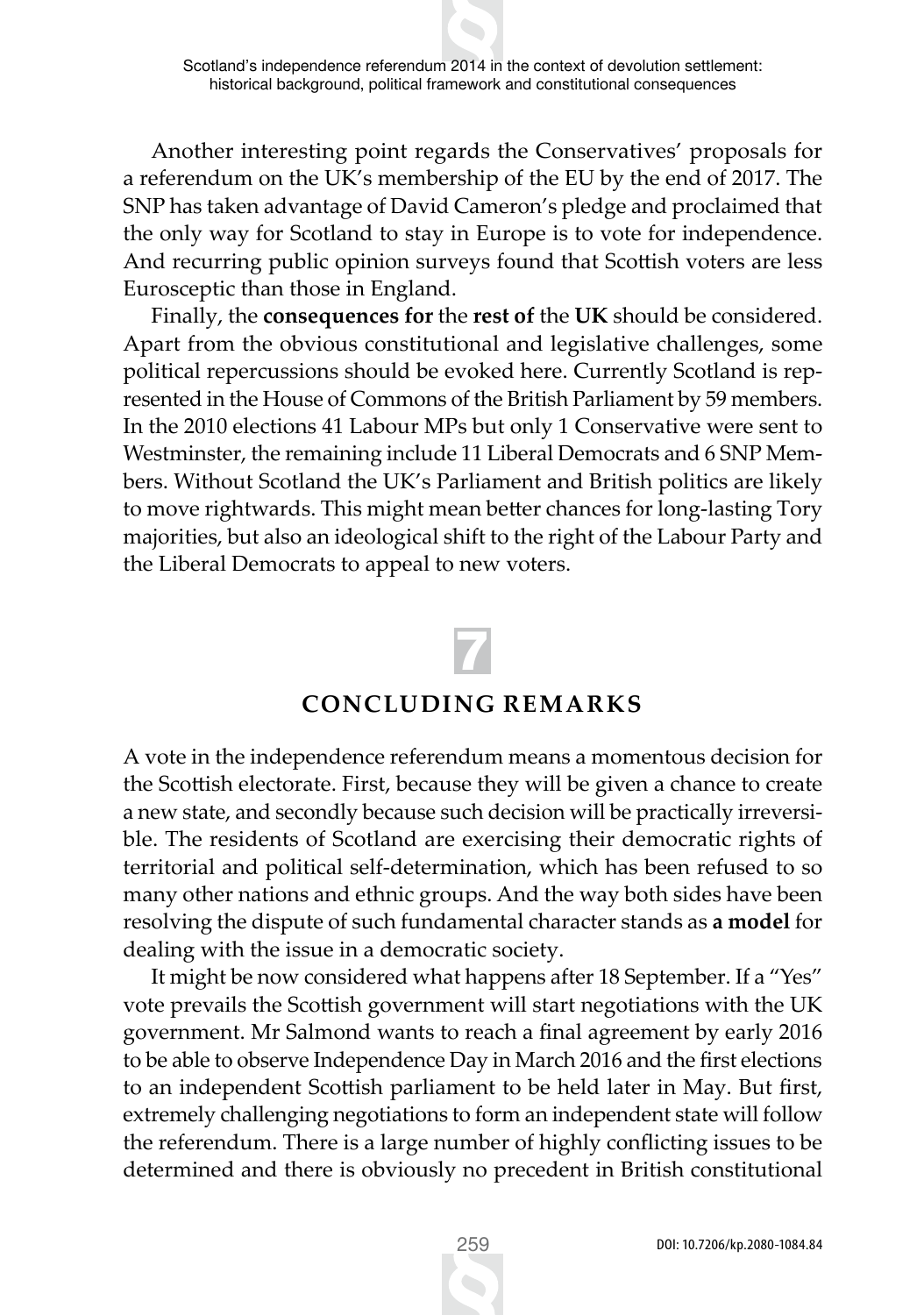Another interesting point regards the Conservatives' proposals for a referendum on the UK's membership of the EU by the end of 2017. The SNP has taken advantage of David Cameron's pledge and proclaimed that the only way for Scotland to stay in Europe is to vote for independence. And recurring public opinion surveys found that Scottish voters are less Eurosceptic than those in England.

Finally, the **consequences for** the **rest of** the **UK** should be considered. Apart from the obvious constitutional and legislative challenges, some political repercussions should be evoked here. Currently Scotland is represented in the House of Commons of the British Parliament by 59 members. In the 2010 elections 41 Labour MPs but only 1 Conservative were sent to Westminster, the remaining include 11 Liberal Democrats and 6 SNP Members. Without Scotland the UK's Parliament and British politics are likely to move rightwards. This might mean better chances for long-lasting Tory majorities, but also an ideological shift to the right of the Labour Party and the Liberal Democrats to appeal to new voters.

# 7

# CONCLUDING REMARKS

A vote in the independence referendum means a momentous decision for the Scottish electorate. First, because they will be given a chance to create a new state, and secondly because such decision will be practically irreversible. The residents of Scotland are exercising their democratic rights of territorial and political self-determination, which has been refused to so many other nations and ethnic groups. And the way both sides have been resolving the dispute of such fundamental character stands as **a model** for dealing with the issue in a democratic society.

It might be now considered what happens after 18 September. If a "Yes" vote prevails the Scottish government will start negotiations with the UK government. Mr Salmond wants to reach a final agreement by early 2016 to be able to observe Independence Day in March 2016 and the first elections to an independent Scottish parliament to be held later in May. But first, extremely challenging negotiations to form an independent state will follow the referendum. There is a large number of highly conflicting issues to be determined and there is obviously no precedent in British constitutional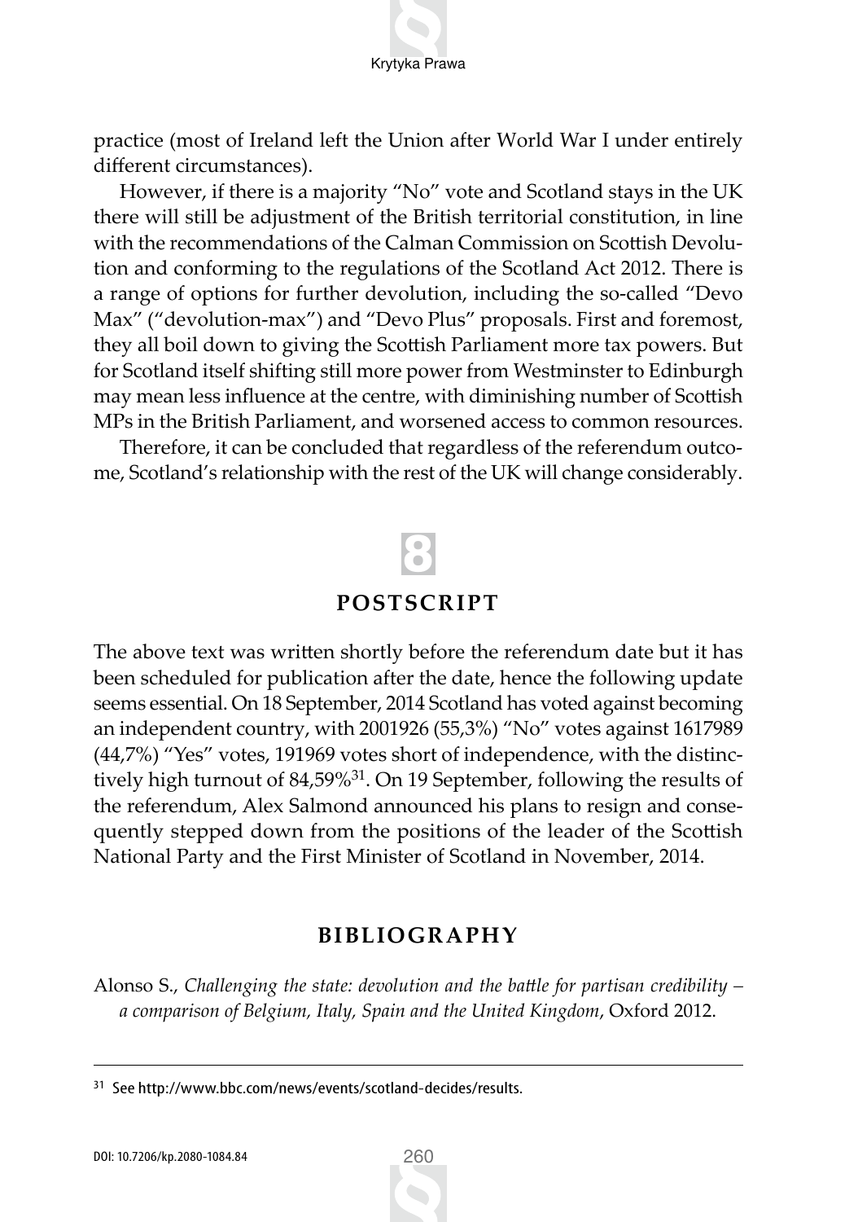practice (most of Ireland left the Union after World War I under entirely different circumstances).

However, if there is a majority "No" vote and Scotland stays in the UK there will still be adjustment of the British territorial constitution, in line with the recommendations of the Calman Commission on Scottish Devolution and conforming to the regulations of the Scotland Act 2012. There is a range of options for further devolution, including the so-called "Devo Max" ("devolution-max") and "Devo Plus" proposals. First and foremost, they all boil down to giving the Scottish Parliament more tax powers. But for Scotland itself shifting still more power from Westminster to Edinburgh may mean less influence at the centre, with diminishing number of Scottish MPs in the British Parliament, and worsened access to common resources.

Therefore, it can be concluded that regardless of the referendum outcome, Scotland's relationship with the rest of the UK will change considerably.

## 8 POSTSCRIPT

The above text was written shortly before the referendum date but it has been scheduled for publication after the date, hence the following update seems essential. On 18 September, 2014 Scotland has voted against becoming an independent country, with 2001926 (55,3%) "No" votes against 1617989 (44,7%) "Yes" votes, 191969 votes short of independence, with the distinctively high turnout of 84,59%[31]. On 19 September, following the results of the referendum, Alex Salmond announced his plans to resign and consequently stepped down from the positions of the leader of the Scottish National Party and the First Minister of Scotland in November, 2014.

## BIBLIOGRAPHY

Alonso S., *Challenging the state: devolution and the battle for partisan credibility – a comparison of Belgium, Italy, Spain and the United Kingdom*, Oxford 2012.

[31] See http://www.bbc.com/news/events/scotland-decides/results.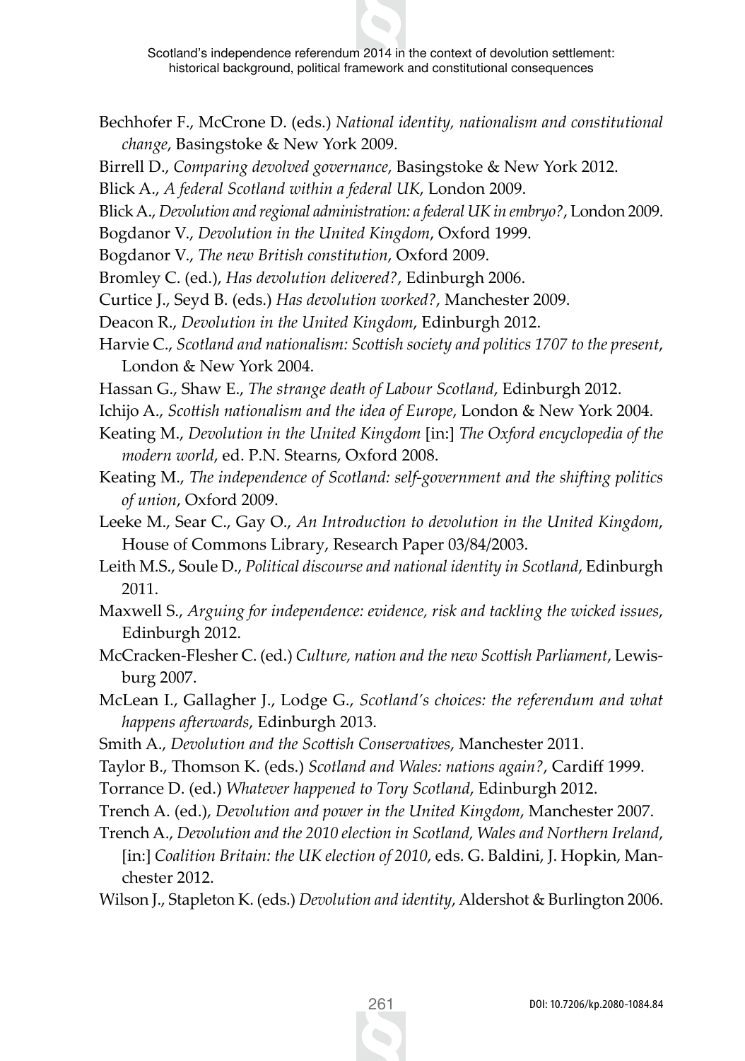Bechhofer F., McCrone D. (eds.) *National identity, nationalism and constitutional change*, Basingstoke & New York 2009.

Birrell D., *Comparing devolved governance*, Basingstoke & New York 2012.

Blick A., *A federal Scotland within a federal UK*, London 2009.

Blick A., *Devolution and regional administration: a federal UK in embryo?*, London 2009.

Bogdanor V., *Devolution in the United Kingdom*, Oxford 1999.

Bogdanor V., *The new British constitution*, Oxford 2009.

Bromley C. (ed.), *Has devolution delivered?*, Edinburgh 2006.

Curtice J., Seyd B. (eds.) *Has devolution worked?*, Manchester 2009.

Deacon R., *Devolution in the United Kingdom*, Edinburgh 2012.

Harvie C., *Scotland and nationalism: Scottish society and politics 1707 to the present*, London & New York 2004.

Hassan G., Shaw E., *The strange death of Labour Scotland*, Edinburgh 2012.

Ichijo A., *Scottish nationalism and the idea of Europe*, London & New York 2004.

Keating M., *Devolution in the United Kingdom* [in:] *The Oxford encyclopedia of the modern world*, ed. P.N. Stearns, Oxford 2008.

Keating M., *The independence of Scotland: self-government and the shifting politics of union*, Oxford 2009.

Leeke M., Sear C., Gay O., *An Introduction to devolution in the United Kingdom*, House of Commons Library, Research Paper 03/84/2003.

Leith M.S., Soule D., *Political discourse and national identity in Scotland*, Edinburgh 2011.

Maxwell S., *Arguing for independence: evidence, risk and tackling the wicked issues*, Edinburgh 2012.

McCracken-Flesher C. (ed.) *Culture, nation and the new Scottish Parliament*, Lewisburg 2007.

McLean I., Gallagher J., Lodge G., *Scotland's choices: the referendum and what happens afterwards*, Edinburgh 2013.

Smith A., *Devolution and the Scottish Conservatives*, Manchester 2011.

Taylor B., Thomson K. (eds.) *Scotland and Wales: nations again?*, Cardiff 1999.

Torrance D. (ed.) *Whatever happened to Tory Scotland*, Edinburgh 2012.

Trench A. (ed.), *Devolution and power in the United Kingdom*, Manchester 2007.

Trench A., *Devolution and the 2010 election in Scotland, Wales and Northern Ireland*, [in:] *Coalition Britain: the UK election of 2010*, eds. G. Baldini, J. Hopkin, Manchester 2012.

Wilson J., Stapleton K. (eds.) *Devolution and identity*, Aldershot & Burlington 2006.